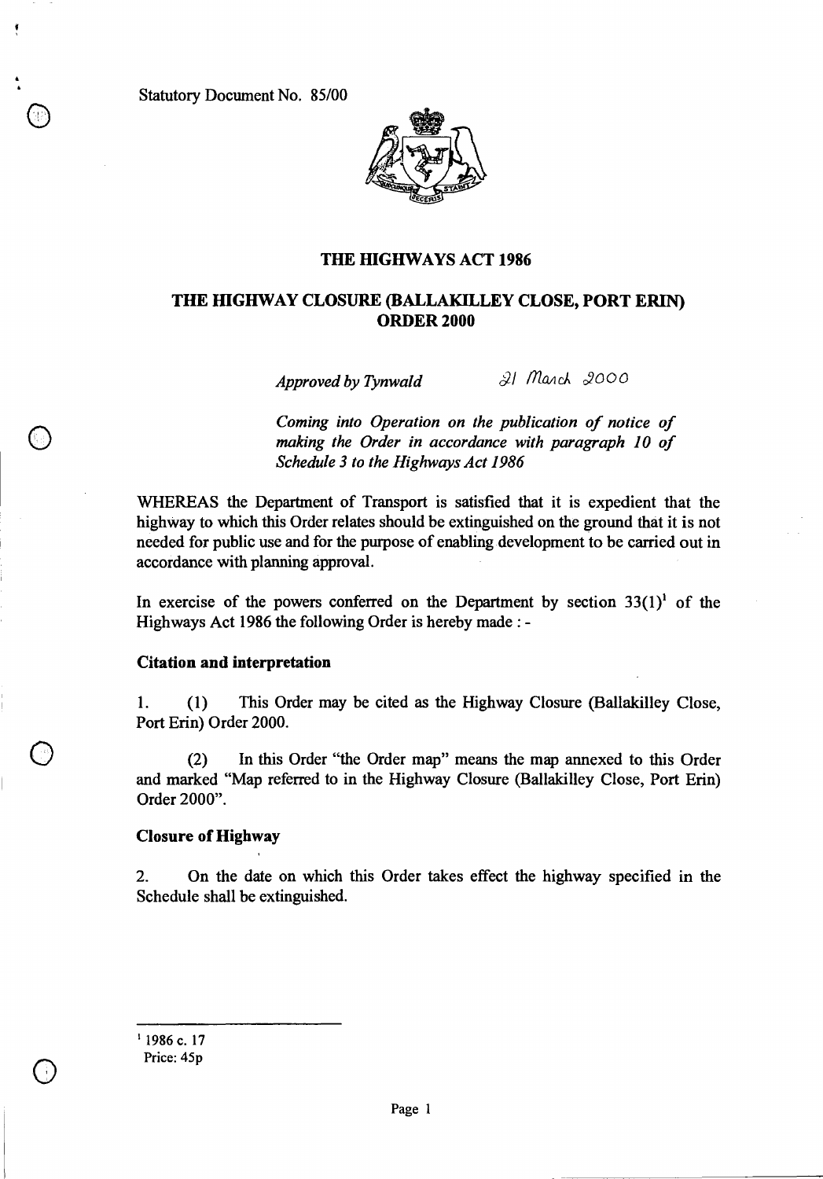Statutory Document No. 85/00

# THE HIGHWAYS ACT 1986

## THE HIGHWAY CLOSURE (BALLAKILLEY CLOSE, PORT ERIN) ORDER 2000

*Approved by Tynwald* 21 March 2000

*Coming into Operation on the publication of notice of making the Order in accordance with paragraph 10 of Schedule 3 to the Highways Act 1986*

WHEREAS the Department of Transport is satisfied that it is expedient that the highway to which this Order relates should be extinguished on the ground that it is not needed for public use and for the purpose of enabling development to be carried out in accordance with planning approval.

In exercise of the powers conferred on the Department by section 33(1)[1] of the Highways Act 1986 the following Order is hereby made : -

### Citation and interpretation

1. (1) This Order may be cited as the Highway Closure (Ballakilley Close, Port Erin) Order 2000.

(2) In this Order "the Order map" means the map annexed to this Order and marked "Map referred to in the Highway Closure (Ballakilley Close, Port Erin) Order 2000".

### Closure of Highway

2. On the date on which this Order takes effect the highway specified in the Schedule shall be extinguished.

---

[1] 1986 c. 17

Price: 45p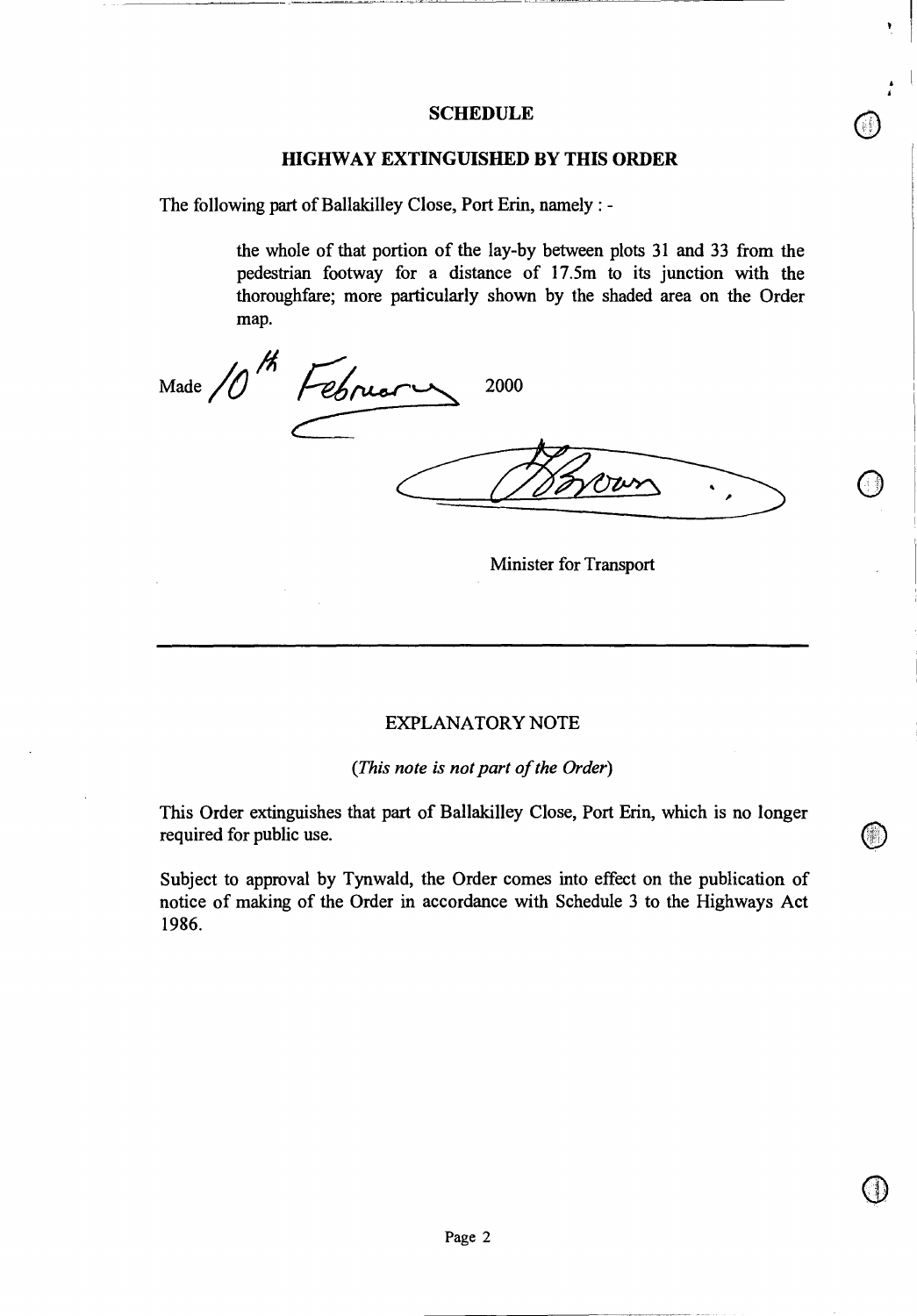## SCHEDULE

## HIGHWAY EXTINGUISHED BY THIS ORDER

The following part of Ballakilley Close, Port Erin, namely : -

> the whole of that portion of the lay-by between plots 31 and 33 from the pedestrian footway for a distance of 17.5m to its junction with the thoroughfare; more particularly shown by the shaded area on the Order map.

Made 10th February 2000

Brown

Minister for Transport

---

### EXPLANATORY NOTE

*(This note is not part of the Order)*

This Order extinguishes that part of Ballakilley Close, Port Erin, which is no longer required for public use.

Subject to approval by Tynwald, the Order comes into effect on the publication of notice of making of the Order in accordance with Schedule 3 to the Highways Act 1986.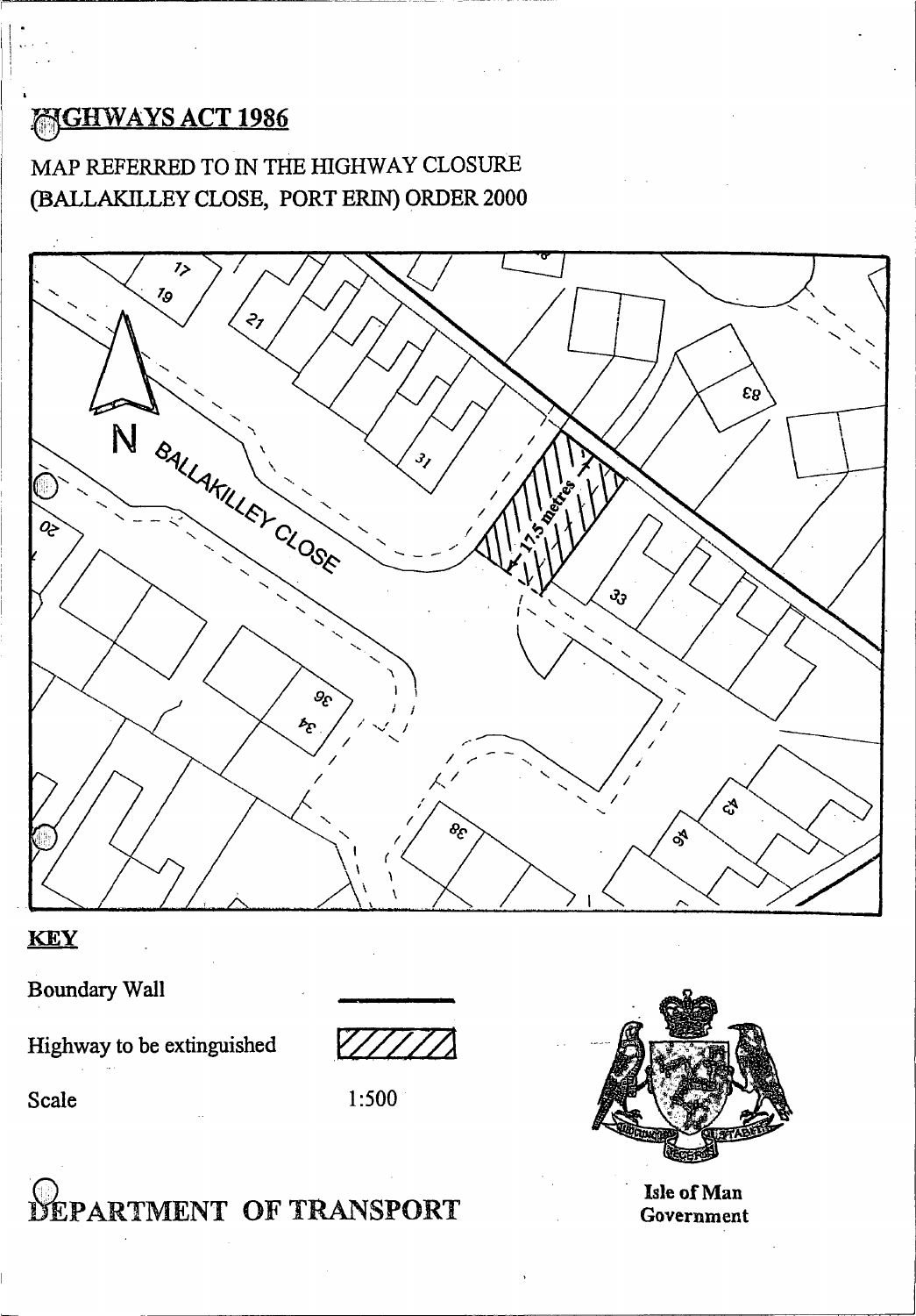## HIGHWAYS ACT 1986

MAP REFERRED TO IN THE HIGHWAY CLOSURE (BALLAKILLEY CLOSE, PORT ERIN) ORDER 2000

N

BALLAKILLEY CLOSE

17.5 metres

17
19
21
31
33
83
20
36
34
38
43
46

**KEY**

Boundary Wall

Highway to be extinguished

Scale 1:500

DEPARTMENT OF TRANSPORT

Isle of Man Government